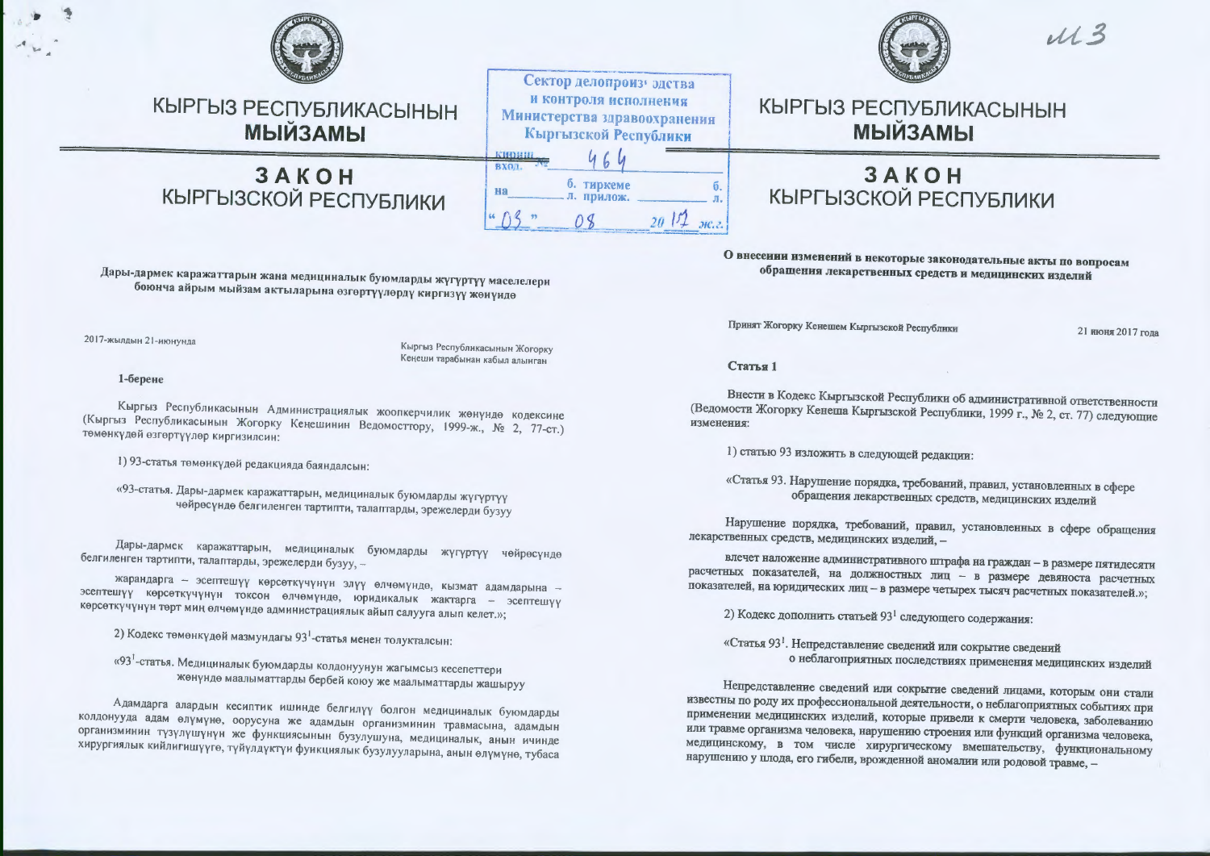# КЫРГЫЗ РЕСПУБЛИКАСЫНЫН МЫЙЗАМЫ

# ЗАКОН КЫРГЫЗСКОЙ РЕСПУБЛИКИ

Сектор делопроизводства и контроля исполнения Министерства здравоохранения Кыргызской Республики
кириш. вход. № 464
на ___ б. тиркеме л. прилож. ___ б. л.
"03" 08 2017 ж.г.

**Дары-дармек каражаттарын жана медициналык буюмдарды жүгүртүү маселелери боюнча айрым мыйзам актыларына өзгөртүүлөрдү киргизүү жөнүндө**

2017-жылдын 21-июнунда

Кыргыз Республикасынын Жогорку Кеңеши тарабынан кабыл алынган

**1-берене**

Кыргыз Республикасынын Административдик жоопкерчилик жөнүндө кодексине (Кыргыз Республикасынын Жогорку Кеңешинин Ведомостторуу, 1999-ж., № 2, 77-ст.) төмөнкүдөй өзгөртүүлөр киргизилсин:

1) 93-статья төмөнкүдөй редакцияда баяндалсын:

«93-статья. Дары-дармек каражаттарын, медициналык буюмдарды жүгүртүү чөйрөсүндө белгиленген тартипти, талаптарды, эрежелерди бузуу

Дары-дармек каражаттарын, медициналык буюмдарды жүгүртүү чөйрөсүндө белгиленген тартипти, талаптарды, эрежелерди бузуу, –

жарандарга – эсептешүү көрсөткүчүнүн элүү өлчөмүндө, кызмат адамдарына – эсептешүү көрсөткүчүнүн токсон өлчөмүндө, юридикалык жактарга – эсептешүү көрсөткүчүнүн төрт миң өлчөмүндө административдик айып салууга алып келет.»;

2) Кодекс төмөнкүдөй мазмундагы 93[1]-статья менен толукталсын:

«93[1]-статья. Медициналык буюмдарды колдонуунун жагымсыз кесепеттери жөнүндө маалыматтарды бербей коюу же маалыматтарды жашыруу

Адамдарга алардын кесиптик ишинде белгилүү болгон медициналык буюмдарды колдонууда адам өлүмүнө, оорусуна же адамдын организминин травмасына, адамдын организминин түзүлүшүнүн же функциясынын бузулушуна, медициналык, анын ичинде хирургиялык кийлигишүүгө, түйүлдүктүн функциялык бузулууларына, анын өлүмүнө, тубаса

# КЫРГЫЗ РЕСПУБЛИКАСЫНЫН МЫЙЗАМЫ

# ЗАКОН КЫРГЫЗСКОЙ РЕСПУБЛИКИ

**О внесении изменений в некоторые законодательные акты по вопросам обращения лекарственных средств и медицинских изделий**

Принят Жогорку Кенешем Кыргызской Республики 21 июня 2017 года

**Статья 1**

Внести в Кодекс Кыргызской Республики об административной ответственности (Ведомости Жогорку Кенеша Кыргызской Республики, 1999 г., № 2, ст. 77) следующие изменения:

1) статью 93 изложить в следующей редакции:

«Статья 93. Нарушение порядка, требований, правил, установленных в сфере обращения лекарственных средств, медицинских изделий

Нарушение порядка, требований, правил, установленных в сфере обращения лекарственных средств, медицинских изделий, –

влечет наложение административного штрафа на граждан – в размере пятидесяти расчетных показателей, на должностных лиц – в размере девяноста расчетных показателей, на юридических лиц – в размере четырех тысяч расчетных показателей.»;

2) Кодекс дополнить статьей 93[1] следующего содержания:

«Статья 93[1]. Непредставление сведений или сокрытие сведений о неблагоприятных последствиях применения медицинских изделий

Непредставление сведений или сокрытие сведений лицами, которым они стали известны по роду их профессиональной деятельности, о неблагоприятных событиях при применении медицинских изделий, которые привели к смерти человека, заболеванию или травме организма человека, нарушению строения или функций организма человека, медицинскому, в том числе хирургическому вмешательству, функциональному нарушению у плода, его гибели, врожденной аномалии или родовой травме, –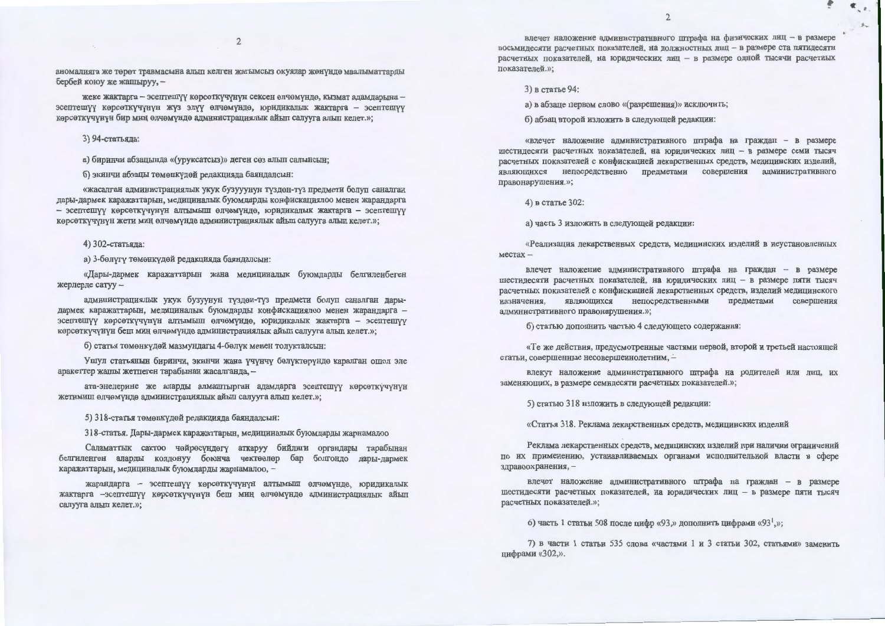аномалияга же төрөт травмасына алып келген жагымсыз окуялар жөнүндө маалыматтарды бербей коюу же жашыруу, –

жеке жактарга – эсептешүү көрсөткүчүнүн сексен өлчөмүндө, кызмат адамдарына – эсептешүү көрсөткүчүнүн жүз элүү өлчөмүндө, юридикалык жактарга – эсептешүү көрсөткүчүнүн бир миң өлчөмүндө административдик айып салууга алып келет.»;

3) 94-статьяда:

а) биринчи абзацында «(уруксатсыз)» деген сөз алып салынсын;

б) экинчи абзацы төмөнкүдөй редакцияда баяндалсын:

«жасалган административдик укук бузуунун түздөн-түз предмети болуп саналган дары-дармек каражаттарын, медициналык буюмдарды конфискациялоо менен жарандарга – эсептешүү көрсөткүчүнүн алтымыш өлчөмүндө, юридикалык жактарга – эсептешүү көрсөткүчүнүн жети миң өлчөмүндө административдик айып салууга алып келет.»;

4) 302-статьяда:

а) 3-бөлүгү төмөнкүдөй редакцияда баяндалсын:

«Дары-дармек каражаттарын жана медициналык буюмдарды белгиленбеген жерлерде сатуу –

административдик укук бузуунун түздөн-түз предмети болуп саналган дары-дармек каражаттарын, медициналык буюмдарды конфискациялоо менен жарандарга – эсептешүү көрсөткүчүнүн алтымыш өлчөмүндө, юридикалык жактарга – эсептешүү көрсөткүчүнүн беш миң өлчөмүндө административдик айып салууга алып келет.»;

б) статья төмөнкүдөй мазмундагы 4-бөлүк менен толукталсын:

Ушул статьянын биринчи, экинчи жана үчүнчү бөлүктөрүндө каралган ошол эле аракеттер жашы жетпеген тарабынан жасалганда, –

ата-энелерине же аларды алмаштырган адамдарга эсептешүү көрсөткүчүнүн жетимиш өлчөмүндө административдик айып салууга алып келет.»;

5) 318-статья төмөнкүдөй редакцияда баяндалсын:

318-статья. Дары-дармек каражаттарын, медициналык буюмдарды жарнамалоо

Саламаттык сактоо чөйрөсүндөгү аткаруу бийлиги органдары тарабынан белгиленген аларды колдонуу боюнча чектөөлөр бар болгондо дары-дармек каражаттарын, медициналык буюмдарды жарнамалоо, –

жарандарга – эсептешүү көрсөткүчүнүн алтымыш өлчөмүндө, юридикалык жактарга –эсептешүү көрсөткүчүнүн беш миң өлчөмүндө административдик айып салууга алып келет.»;

влечет наложение административного штрафа на физических лиц – в размере восьмидесяти расчетных показателей, на должностных лиц – в размере ста пятидесяти расчетных показателей, на юридических лиц – в размере одной тысячи расчетных показателей.»;

3) в статье 94:

а) в абзаце первом слово «(разрешения)» исключить;

б) абзац второй изложить в следующей редакции:

«влечет наложение административного штрафа на граждан – в размере шестидесяти расчетных показателей, на юридических лиц – в размере семи тысяч расчетных показателей с конфискацией лекарственных средств, медицинских изделий, являющихся непосредственно предметами совершения административного правонарушения.»;

4) в статье 302:

а) часть 3 изложить в следующей редакции:

«Реализация лекарственных средств, медицинских изделий в неустановленных местах –

влечет наложение административного штрафа на граждан – в размере шестидесяти расчетных показателей, на юридических лиц – в размере пяти тысяч расчетных показателей с конфискацией лекарственных средств, изделий медицинского назначения, являющихся непосредственными предметами совершения административного правонарушения.»;

б) статью дополнить частью 4 следующего содержания:

«Те же действия, предусмотренные частями первой, второй и третьей настоящей статьи, совершенные несовершеннолетним, –

влекут наложение административного штрафа на родителей или лиц, их заменяющих, в размере семидесяти расчетных показателей.»;

5) статью 318 изложить в следующей редакции:

«Статья 318. Реклама лекарственных средств, медицинских изделий

Реклама лекарственных средств, медицинских изделий при наличии ограничений по их применению, устанавливаемых органами исполнительной власти в сфере здравоохранения, –

влечет наложение административного штрафа на граждан – в размере шестидесяти расчетных показателей, на юридических лиц – в размере пяти тысяч расчетных показателей.»;

6) часть 1 статьи 508 после цифр «93,» дополнить цифрами «$93^1$,»;

7) в части 1 статьи 535 слова «частями 1 и 3 статьи 302, статьями» заменить цифрами «302,».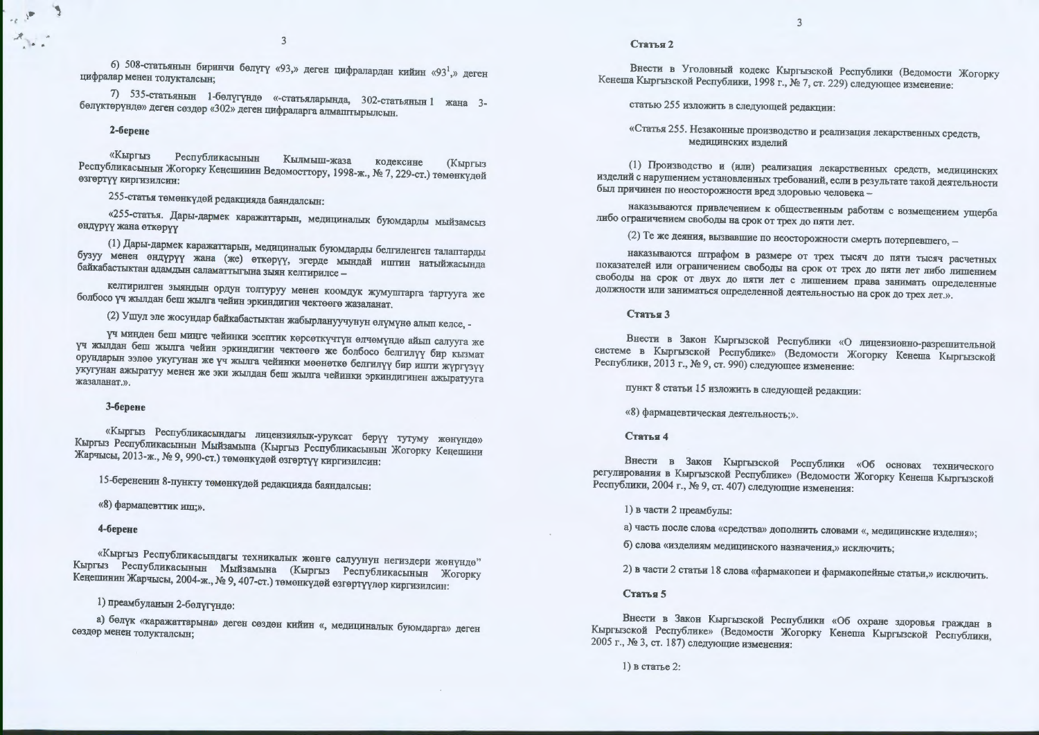6) 508-статьянын биринчи бөлүгү «93,» деген цифралардан кийин «93[1],» деген цифралар менен толукталсын;

7) 535-статьянын 1-бөлүгүндө «-статьяларында, 302-статьянын 1 жана 3-бөлүктөрүндө» деген сөздөр «302» деген цифраларга алмаштырылсын.

**2-берене**

«Кыргыз Республикасынын Кылмыш-жаза кодексине (Кыргыз Республикасынын Жогорку Кеңешинин Ведомосттору, 1998-ж., № 7, 229-ст.) төмөнкүдөй өзгөртүү киргизилсин:

255-статья төмөнкүдөй редакцияда баяндалсын:

«255-статья. Дары-дармек каражаттарын, медициналык буюмдарды мыйзамсыз өндүрүү жана өткөрүү

(1) Дары-дармек каражаттарын, медициналык буюмдарды белгиленген талаптарды бузуу менен өндүрүү жана (же) өткөрүү, эгерде мындай иштин натыйжасында байкабастыктан адамдын саламаттыгына зыян келтирилсе –

келтирилген зыяндын ордун толтуруу менен коомдук жумуштарга тартууга же болбосо үч жылдан беш жылга чейин эркиндигин чектөөгө жазаланат.

(2) Ушул эле жосундар байкабастыктан жабырлануучунун өлүмүнө алып келсе, -

үч миңден беш миңге чейинки эсептик көрсөткүчтүн өлчөмүндө айып салууга же үч жылдан беш жылга чейин эркиндигин чектөөгө же болбосо белгилүү бир кызмат орундарын ээлөө укугунан же үч жылга чейинки мөөнөткө белгилүү бир ишти жүргүзүү укугунан ажыратуу менен же эки жылдан беш жылга чейинки эркиндигинен ажыратууга жазаланат.».

**3-берене**

«Кыргыз Республикасындагы лицензиялык-уруксат берүү тутуму жөнүндө» Кыргыз Республикасынын Мыйзамына (Кыргыз Республикасынын Жогорку Кеңешини Жарчысы, 2013-ж., № 9, 990-ст.) төмөнкүдөй өзгөртүү киргизилсин:

15-берененин 8-пункту төмөнкүдөй редакцияда баяндалсын:

«8) фармацевттик иш;».

**4-берене**

«Кыргыз Республикасындагы техникалык жөнгө салуунун негиздери жөнүндө" Кыргыз Республикасынын Мыйзамына (Кыргыз Республикасынын Жогорку Кеңешинин Жарчысы, 2004-ж., № 9, 407-ст.) төмөнкүдөй өзгөртүүлөр киргизилсин:

1) преамбуланын 2-бөлүгүндө:

а) бөлүк «каражаттарына» деген сөздөн кийин «, медициналык буюмдарга» деген сөздөр менен толукталсын;

**Статья 2**

Внести в Уголовный кодекс Кыргызской Республики (Ведомости Жогорку Кенеша Кыргызской Республики, 1998 г., № 7, ст. 229) следующее изменение:

статью 255 изложить в следующей редакции:

«Статья 255. Незаконные производство и реализация лекарственных средств, медицинских изделий

(1) Производство и (или) реализация лекарственных средств, медицинских изделий с нарушением установленных требований, если в результате такой деятельности был причинен по неосторожности вред здоровью человека –

наказываются привлечением к общественным работам с возмещением ущерба либо ограничением свободы на срок от трех до пяти лет.

(2) Те же деяния, вызвавшие по неосторожности смерть потерпевшего, –

наказываются штрафом в размере от трех тысяч до пяти тысяч расчетных показателей или ограничением свободы на срок от трех до пяти лет либо лишением свободы на срок от двух до пяти лет с лишением права занимать определенные должности или заниматься определенной деятельностью на срок до трех лет.».

**Статья 3**

Внести в Закон Кыргызской Республики «О лицензионно-разрешительной системе в Кыргызской Республике» (Ведомости Жогорку Кенеша Кыргызской Республики, 2013 г., № 9, ст. 990) следующее изменение:

пункт 8 статьи 15 изложить в следующей редакции:

«8) фармацевтическая деятельность;».

**Статья 4**

Внести в Закон Кыргызской Республики «Об основах технического регулирования в Кыргызской Республике» (Ведомости Жогорку Кенеша Кыргызской Республики, 2004 г., № 9, ст. 407) следующие изменения:

1) в части 2 преамбулы:

а) часть после слова «средства» дополнить словами «, медицинские изделия»;

б) слова «изделиям медицинского назначения,» исключить;

2) в части 2 статьи 18 слова «фармакопеи и фармакопейные статьи,» исключить.

**Статья 5**

Внести в Закон Кыргызской Республики «Об охране здоровья граждан в Кыргызской Республике» (Ведомости Жогорку Кенеша Кыргызской Республики, 2005 г., № 3, ст. 187) следующие изменения:

1) в статье 2: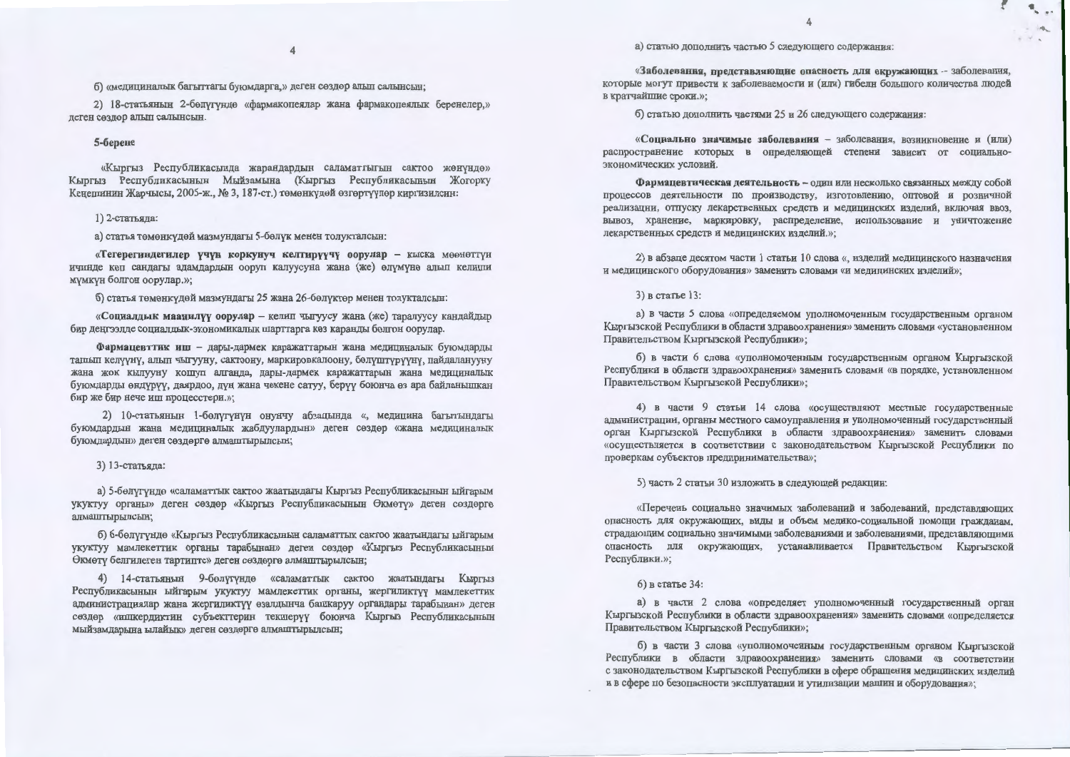б) «медициналык багыттагы буюмдарга,» деген сөздөр алып салынсын;

2) 18-статьянын 2-бөлүгүндө «фармакопеялар жана фармакопеялык беренелер,» деген сөздөр алып салынсын.

**5-берене**

«Кыргыз Республикасында жарандардын саламаттыгын сактоо жөнүндө» Кыргыз Республикасынын Мыйзамына (Кыргыз Республикасынын Жогорку Кеңешинин Жарчысы, 2005-ж., № 3, 187-ст.) төмөнкүдөй өзгөртүүлөр киргизилсин:

1) 2-статьяда:

а) статья төмөнкүдөй мазмундагы 5-бөлүк менен толукталсын:

**«Тегерегиндегилер үчүн коркунуч келтирүүчү оорулар** – кыска мөөнөттүн ичинде көп сандагы адамдардын ооруп калуусуна жана (же) өлүмүнө алып келиши мүмкүн болгон оорулар.»;

б) статья төмөнкүдөй мазмундагы 25 жана 26-бөлүктөр менен толукталсын:

**«Социалдык маанилүү оорулар** – келип чыгуусу жана (же) таралуусу кандайдыр бир деңгээлде социалдык-экономикалык шарттарга көз каранды болгон оорулар.

**Фармацевттик иш** – дары-дармек каражаттарын жана медициналык буюмдарды ташып келүүнү, алып чыгууну, сактоону, маркировкалоону, бөлүштүрүүнү, пайдаланууну жана жок кылууну кошуп алганда, дары-дармек каражаттарын жана медициналык буюмдарды өндүрүү, даярдоо, дүң жана чекене сатуу, берүү боюнча өз ара байланышкан бир же бир нече иш процесстери.»;

2) 10-статьянын 1-бөлүгүнүн онунчу абзацында «, медицина багытындагы буюмдардын жана медициналык жабдуулардын» деген сөздөр «жана медициналык буюмдардын» деген сөздөргө алмаштырылсын;

3) 13-статьяда:

а) 5-бөлүгүндө «саламаттык сактоо жаатындагы Кыргыз Республикасынын ыйгарым укуктуу органы» деген сөздөр «Кыргыз Республикасынын Өкмөтү» деген сөздөргө алмаштырылсын;

б) 6-бөлүгүндө «Кыргыз Республикасынын саламаттык сактоо жаатындагы ыйгарым укуктуу мамлекеттик органы тарабынан» деген сөздөр «Кыргыз Республикасынын Өкмөтү белгилеген тартипте» деген сөздөргө алмаштырылсын;

4) 14-статьянын 9-бөлүгүндө «саламаттык сактоо жаатындагы Кыргыз Республикасынын ыйгарым укуктуу мамлекеттик органы, жергиликтүү мамлекеттик администрациялар жана жергиликтүү өз алдынча башкаруу органдары тарабынан» деген сөздөр «ишкердиктин субъекттерин текшерүү боюнча Кыргыз Республикасынын мыйзамдарына ылайык» деген сөздөргө алмаштырылсын;

а) статью дополнить частью 5 следующего содержания:

**«Заболевания, представляющие опасность для окружающих** – заболевания, которые могут привести к заболеваемости и (или) гибели большого количества людей в кратчайшие сроки.»;

б) статью дополнить частями 25 и 26 следующего содержания:

**«Социально значимые заболевания** – заболевания, возникновение и (или) распространение которых в определяющей степени зависит от социально-экономических условий.

**Фармацевтическая деятельность** – один или несколько связанных между собой процессов деятельности по производству, изготовлению, оптовой и розничной реализации, отпуску лекарственных средств и медицинских изделий, включая ввоз, вывоз, хранение, маркировку, распределение, использование и уничтожение лекарственных средств и медицинских изделий.»;

2) в абзаце десятом части 1 статьи 10 слова «, изделий медицинского назначения и медицинского оборудования» заменить словами «и медицинских изделий»;

3) в статье 13:

а) в части 5 слова «определяемом уполномоченным государственным органом Кыргызской Республики в области здравоохранения» заменить словами «установленном Правительством Кыргызской Республики»;

б) в части 6 слова «уполномоченным государственным органом Кыргызской Республики в области здравоохранения» заменить словами «в порядке, установленном Правительством Кыргызской Республики»;

4) в части 9 статьи 14 слова «осуществляют местные государственные администрации, органы местного самоуправления и уполномоченный государственный орган Кыргызской Республики в области здравоохранения» заменить словами «осуществляется в соответствии с законодательством Кыргызской Республики по проверкам субъектов предпринимательства»;

5) часть 2 статьи 30 изложить в следующей редакции:

«Перечень социально значимых заболеваний и заболеваний, представляющих опасность для окружающих, виды и объем медико-социальной помощи гражданам, страдающим социально значимыми заболеваниями и заболеваниями, представляющими опасность для окружающих, устанавливается Правительством Кыргызской Республики.»;

6) в статье 34:

а) в части 2 слова «определяет уполномоченный государственный орган Кыргызской Республики в области здравоохранения» заменить словами «определяется Правительством Кыргызской Республики»;

б) в части 3 слова «уполномоченным государственным органом Кыргызской Республики в области здравоохранения» заменить словами «в соответствии с законодательством Кыргызской Республики в сфере обращения медицинских изделий и в сфере по безопасности эксплуатации и утилизации машин и оборудования»;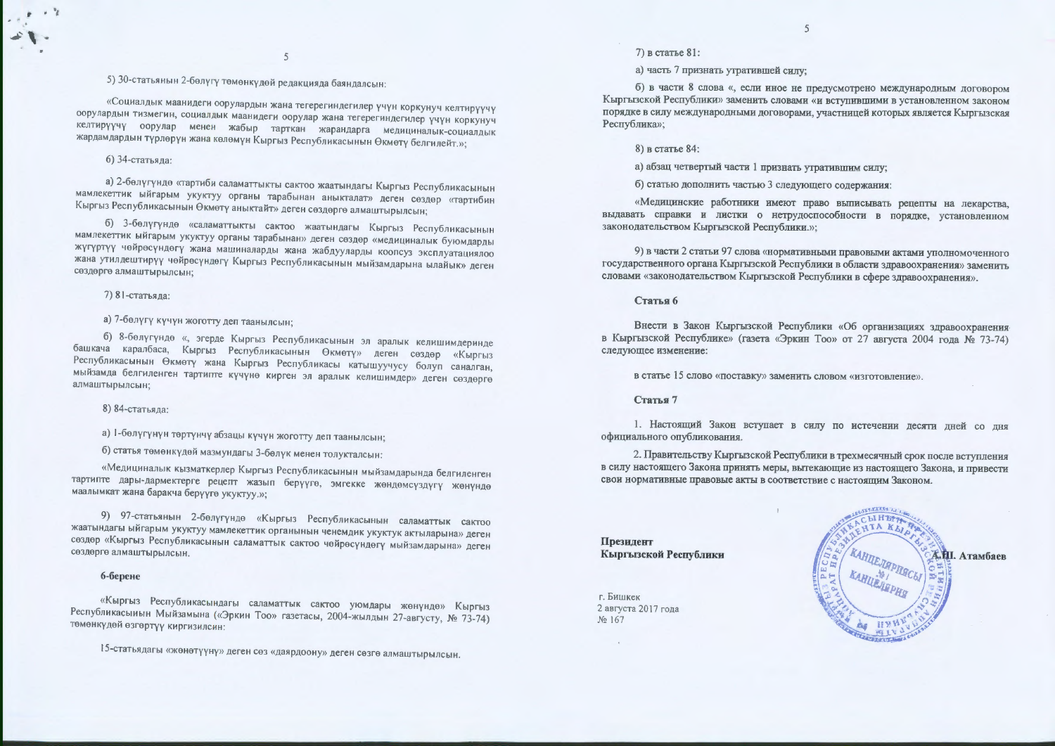5) 30-статьянын 2-бөлүгү төмөнкүдөй редакцияда баяндалсын:

«Социалдык маанидеги оорулардын жана тегерегиндегилер үчүн коркунуч келтирүүчү оорулардын тизмегин, социалдык маанидеги оорулар жана тегерегиндегилер үчүн коркунуч келтирүүчү оорулар менен жабыр тарткан жарандарга медициналык-социалдык жардамдардын түрлөрүн жана көлөмүн Кыргыз Республикасынын Өкмөтү белгилейт.»;

6) 34-статьяда:

а) 2-бөлүгүндө «тартиби саламаттыкты сактоо жаатындагы Кыргыз Республикасынын мамлекеттик ыйгарым укуктуу органы тарабынан аныкталат» деген сөздөр «тартибин Кыргыз Республикасынын Өкмөтү аныктайт» деген сөздөргө алмаштырылсын;

б) 3-бөлүгүндө «саламаттыкты сактоо жаатындагы Кыргыз Республикасынын мамлекеттик ыйгарым укуктуу органы тарабынан» деген сөздөр «медициналык буюмдарды жүгүртүү чөйрөсүндөгү жана машиналарды жана жабдууларды коопсуз эксплуатациялоо жана утилдештирүү чөйрөсүндөгү Кыргыз Республикасынын мыйзамдарына ылайык» деген сөздөргө алмаштырылсын;

7) 81-статьяда:

а) 7-бөлүгү күчүн жоготту деп таанылсын;

б) 8-бөлүгүндө «, эгерде Кыргыз Республикасынын эл аралык келишимдеринде башкача каралбаса, Кыргыз Республикасынын Өкмөтү» деген сөздөр «Кыргыз Республикасынын Өкмөтү жана Кыргыз Республикасы катышуучусу болуп саналган, мыйзамда белгиленген тартипте күчүнө кирген эл аралык келишимдер» деген сөздөргө алмаштырылсын;

8) 84-статьяда:

а) 1-бөлүгүнүн төртүнчү абзацы күчүн жоготту деп таанылсын;

б) статья төмөнкүдөй мазмундагы 3-бөлүк менен толукталсын:

«Медициналык кызматкерлер Кыргыз Республикасынын мыйзамдарында белгиленген тартипте дары-дармектерге рецепт жазып берүүгө, эмгекке жөндөмсүздүгү жөнүндө маалымкат жана баракча берүүгө укуктуу.»;

9) 97-статьянын 2-бөлүгүндө «Кыргыз Республикасынын саламаттык сактоо жаатындагы ыйгарым укуктуу мамлекеттик органынын ченемдик укуктук актыларына» деген сөздөр «Кыргыз Республикасынын саламаттык сактоо чөйрөсүндөгү мыйзамдарына» деген сөздөргө алмаштырылсын.

**6-берене**

«Кыргыз Республикасындагы саламаттык сактоо уюмдары жөнүндө» Кыргыз Республикасынын Мыйзамына («Эркин Тоо» газетасы, 2004-жылдын 27-августу, № 73-74) төмөнкүдөй өзгөртүү киргизилсин:

15-статьядагы «жөнөтүүнү» деген сөз «даярдоону» деген сөзгө алмаштырылсын.

7) в статье 81:

а) часть 7 признать утратившей силу;

б) в части 8 слова «, если иное не предусмотрено международным договором Кыргызской Республики» заменить словами «и вступившими в установленном законом порядке в силу международными договорами, участницей которых является Кыргызская Республика»;

8) в статье 84:

а) абзац четвертый части 1 признать утратившим силу;

б) статью дополнить частью 3 следующего содержания:

«Медицинские работники имеют право выписывать рецепты на лекарства, выдавать справки и листки о нетрудоспособности в порядке, установленном законодательством Кыргызской Республики.»;

9) в части 2 статьи 97 слова «нормативными правовыми актами уполномоченного государственного органа Кыргызской Республики в области здравоохранения» заменить словами «законодательством Кыргызской Республики в сфере здравоохранения».

**Статья 6**

Внести в Закон Кыргызской Республики «Об организациях здравоохранения в Кыргызской Республике» (газета «Эркин Тоо» от 27 августа 2004 года № 73-74) следующее изменение:

в статье 15 слово «поставку» заменить словом «изготовление».

**Статья 7**

1. Настоящий Закон вступает в силу по истечении десяти дней со дня официального опубликования.

2. Правительству Кыргызской Республики в трехмесячный срок после вступления в силу настоящего Закона принять меры, вытекающие из настоящего Закона, и привести свои нормативные правовые акты в соответствие с настоящим Законом.

**Президент**
**Кыргызской Республики** **А.Ш. Атамбаев**

г. Бишкек
2 августа 2017 года
№ 167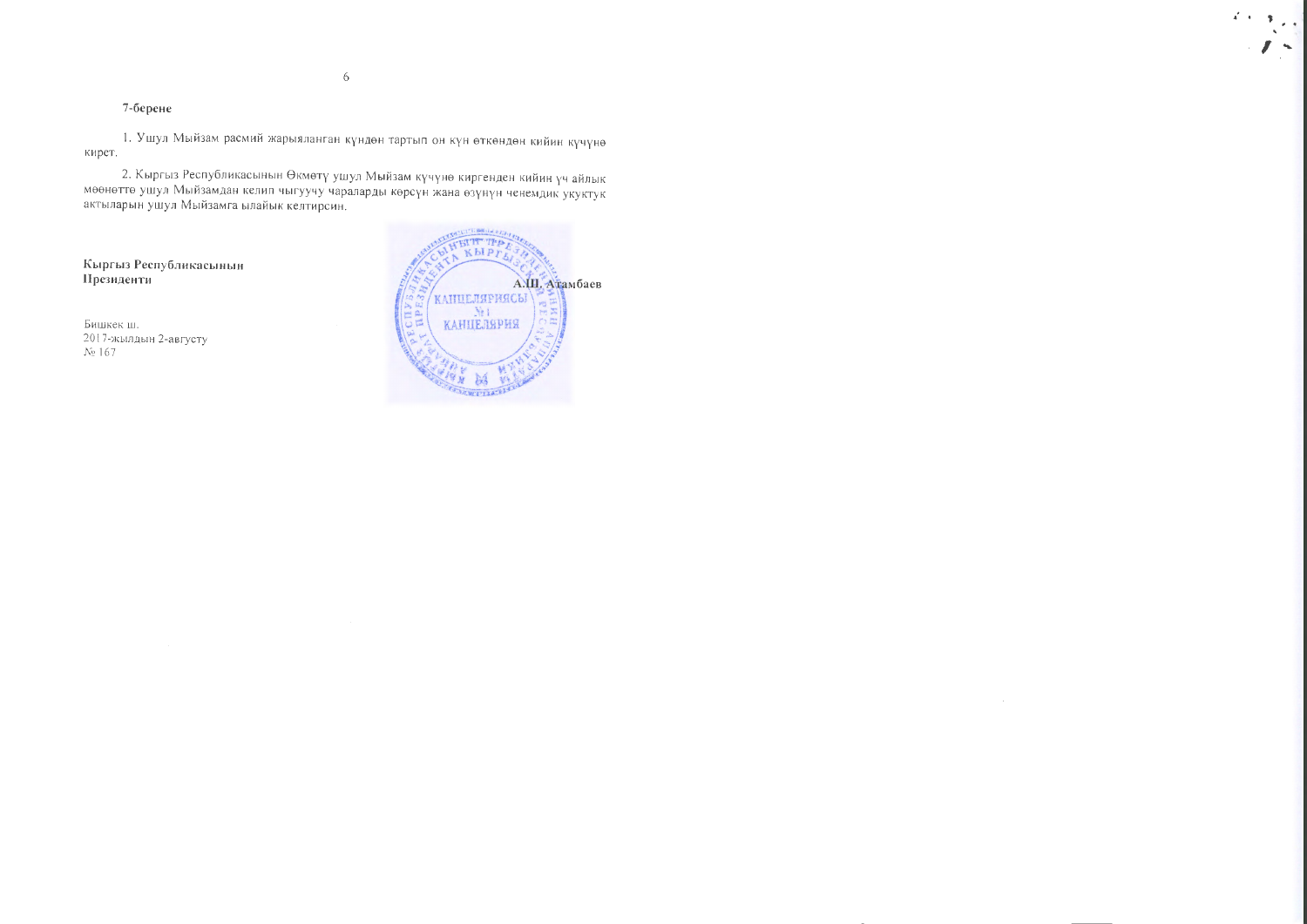**7-берене**

1. Ушул Мыйзам расмий жарыяланган күндөн тартып он күн өткөндөн кийин күчүнө кирет.

2. Кыргыз Республикасынын Өкмөтү ушул Мыйзам күчүнө киргенден кийин үч айлык мөөнөттө ушул Мыйзамдан келип чыгуучу чараларды көрсүн жана өзүнүн ченемдик укуктук актыларын ушул Мыйзамга ылайык келтирсин.

**Кыргыз Республикасынын Президенти** **А.Ш. Атамбаев**

Бишкек ш.
2017-жылдын 2-августу
№ 167